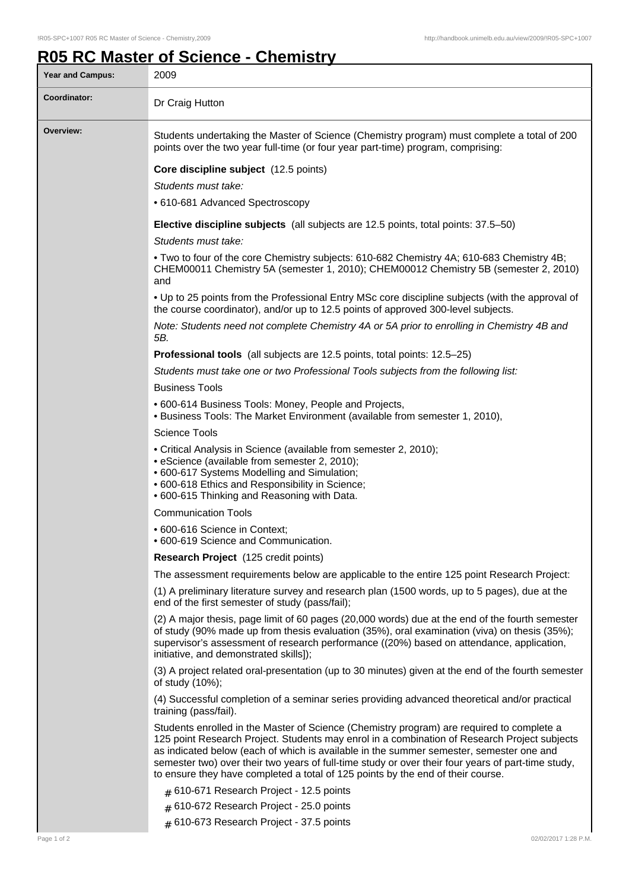# R05 RC Master of Science - Chemistry

| | |
|---|---|
| **Year and Campus:** | 2009 |
| **Coordinator:** | Dr Craig Hutton |

**Overview:**

Students undertaking the Master of Science (Chemistry program) must complete a total of 200 points over the two year full-time (or four year part-time) program, comprising:

**Core discipline subject** (12.5 points)

*Students must take:*

- 610-681 Advanced Spectroscopy

**Elective discipline subjects** (all subjects are 12.5 points, total points: 37.5–50)

*Students must take:*

- Two to four of the core Chemistry subjects: 610-682 Chemistry 4A; 610-683 Chemistry 4B; CHEM00011 Chemistry 5A (semester 1, 2010); CHEM00012 Chemistry 5B (semester 2, 2010) and
- Up to 25 points from the Professional Entry MSc core discipline subjects (with the approval of the course coordinator), and/or up to 12.5 points of approved 300-level subjects.

*Note: Students need not complete Chemistry 4A or 5A prior to enrolling in Chemistry 4B and 5B.*

**Professional tools** (all subjects are 12.5 points, total points: 12.5–25)

*Students must take one or two Professional Tools subjects from the following list:*

Business Tools

- 600-614 Business Tools: Money, People and Projects,
- Business Tools: The Market Environment (available from semester 1, 2010),

Science Tools

- Critical Analysis in Science (available from semester 2, 2010);
- eScience (available from semester 2, 2010);
- 600-617 Systems Modelling and Simulation;
- 600-618 Ethics and Responsibility in Science;
- 600-615 Thinking and Reasoning with Data.

Communication Tools

- 600-616 Science in Context;
- 600-619 Science and Communication.

**Research Project** (125 credit points)

The assessment requirements below are applicable to the entire 125 point Research Project:

(1) A preliminary literature survey and research plan (1500 words, up to 5 pages), due at the end of the first semester of study (pass/fail);

(2) A major thesis, page limit of 60 pages (20,000 words) due at the end of the fourth semester of study (90% made up from thesis evaluation (35%), oral examination (viva) on thesis (35%); supervisor's assessment of research performance ((20%) based on attendance, application, initiative, and demonstrated skills]);

(3) A project related oral-presentation (up to 30 minutes) given at the end of the fourth semester of study (10%);

(4) Successful completion of a seminar series providing advanced theoretical and/or practical training (pass/fail).

Students enrolled in the Master of Science (Chemistry program) are required to complete a 125 point Research Project. Students may enrol in a combination of Research Project subjects as indicated below (each of which is available in the summer semester, semester one and semester two) over their two years of full-time study or over their four years of part-time study, to ensure they have completed a total of 125 points by the end of their course.

- 610-671 Research Project - 12.5 points
- 610-672 Research Project - 25.0 points
- 610-673 Research Project - 37.5 points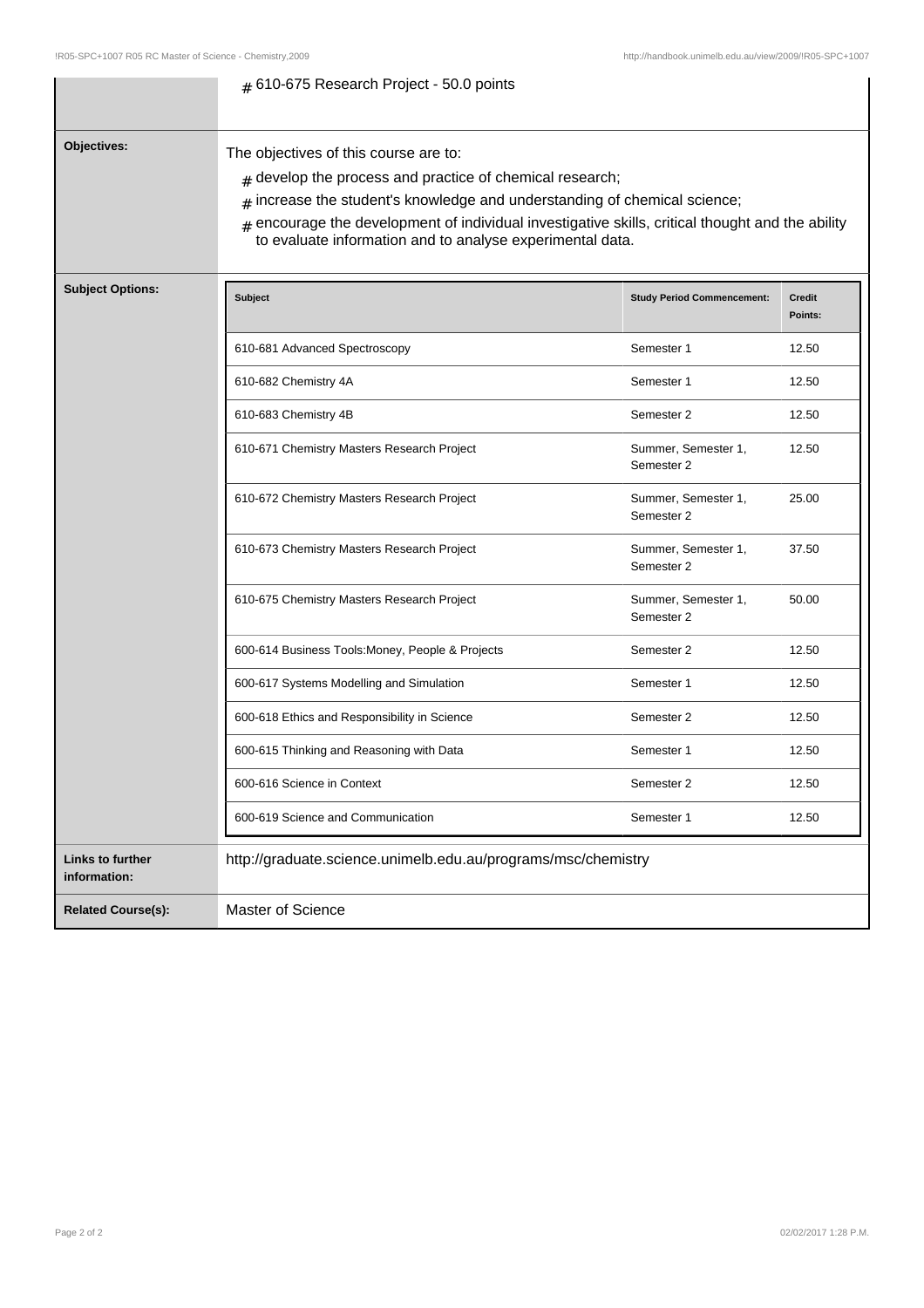- 610-675 Research Project - 50.0 points

**Objectives:**

The objectives of this course are to:

- develop the process and practice of chemical research;
- increase the student's knowledge and understanding of chemical science;
- encourage the development of individual investigative skills, critical thought and the ability to evaluate information and to analyse experimental data.

**Subject Options:**

| Subject | Study Period Commencement: | Credit Points: |
|---|---|---|
| 610-681 Advanced Spectroscopy | Semester 1 | 12.50 |
| 610-682 Chemistry 4A | Semester 1 | 12.50 |
| 610-683 Chemistry 4B | Semester 2 | 12.50 |
| 610-671 Chemistry Masters Research Project | Summer, Semester 1, Semester 2 | 12.50 |
| 610-672 Chemistry Masters Research Project | Summer, Semester 1, Semester 2 | 25.00 |
| 610-673 Chemistry Masters Research Project | Summer, Semester 1, Semester 2 | 37.50 |
| 610-675 Chemistry Masters Research Project | Summer, Semester 1, Semester 2 | 50.00 |
| 600-614 Business Tools:Money, People & Projects | Semester 2 | 12.50 |
| 600-617 Systems Modelling and Simulation | Semester 1 | 12.50 |
| 600-618 Ethics and Responsibility in Science | Semester 2 | 12.50 |
| 600-615 Thinking and Reasoning with Data | Semester 1 | 12.50 |
| 600-616 Science in Context | Semester 2 | 12.50 |
| 600-619 Science and Communication | Semester 1 | 12.50 |

**Links to further information:** http://graduate.science.unimelb.edu.au/programs/msc/chemistry

**Related Course(s):** Master of Science